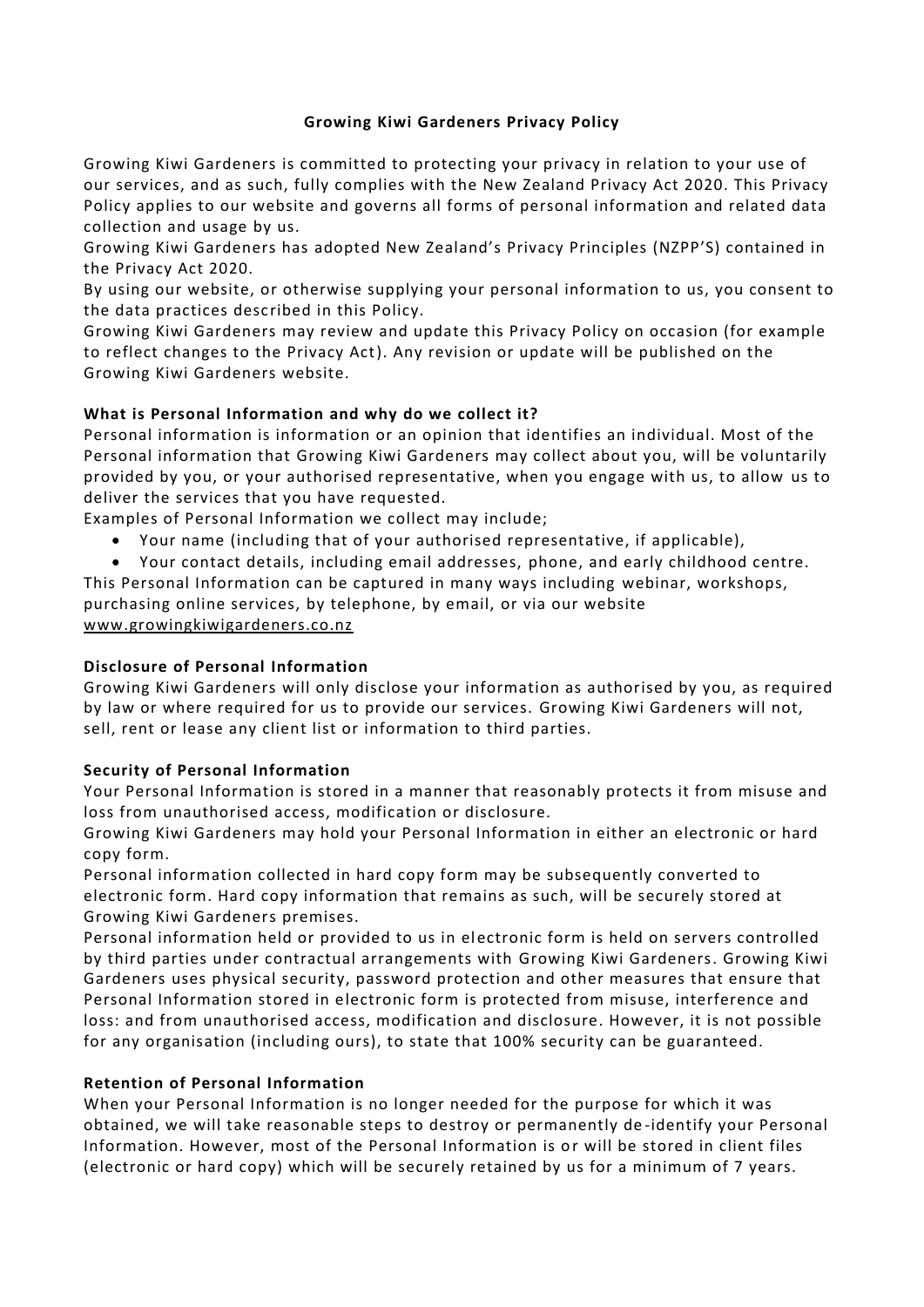# Growing Kiwi Gardeners Privacy Policy

Growing Kiwi Gardeners is committed to protecting your privacy in relation to your use of our services, and as such, fully complies with the New Zealand Privacy Act 2020. This Privacy Policy applies to our website and governs all forms of personal information and related data collection and usage by us.

Growing Kiwi Gardeners has adopted New Zealand's Privacy Principles (NZPP'S) contained in the Privacy Act 2020.

By using our website, or otherwise supplying your personal information to us, you consent to the data practices described in this Policy.

Growing Kiwi Gardeners may review and update this Privacy Policy on occasion (for example to reflect changes to the Privacy Act). Any revision or update will be published on the Growing Kiwi Gardeners website.

## What is Personal Information and why do we collect it?

Personal information is information or an opinion that identifies an individual. Most of the Personal information that Growing Kiwi Gardeners may collect about you, will be voluntarily provided by you, or your authorised representative, when you engage with us, to allow us to deliver the services that you have requested.

Examples of Personal Information we collect may include;

- Your name (including that of your authorised representative, if applicable),
- Your contact details, including email addresses, phone, and early childhood centre.

This Personal Information can be captured in many ways including webinar, workshops, purchasing online services, by telephone, by email, or via our website www.growingkiwigardeners.co.nz

## Disclosure of Personal Information

Growing Kiwi Gardeners will only disclose your information as authorised by you, as required by law or where required for us to provide our services. Growing Kiwi Gardeners will not, sell, rent or lease any client list or information to third parties.

## Security of Personal Information

Your Personal Information is stored in a manner that reasonably protects it from misuse and loss from unauthorised access, modification or disclosure.

Growing Kiwi Gardeners may hold your Personal Information in either an electronic or hard copy form.

Personal information collected in hard copy form may be subsequently converted to electronic form. Hard copy information that remains as such, will be securely stored at Growing Kiwi Gardeners premises.

Personal information held or provided to us in electronic form is held on servers controlled by third parties under contractual arrangements with Growing Kiwi Gardeners. Growing Kiwi Gardeners uses physical security, password protection and other measures that ensure that Personal Information stored in electronic form is protected from misuse, interference and loss: and from unauthorised access, modification and disclosure. However, it is not possible for any organisation (including ours), to state that 100% security can be guaranteed.

## Retention of Personal Information

When your Personal Information is no longer needed for the purpose for which it was obtained, we will take reasonable steps to destroy or permanently de-identify your Personal Information. However, most of the Personal Information is or will be stored in client files (electronic or hard copy) which will be securely retained by us for a minimum of 7 years.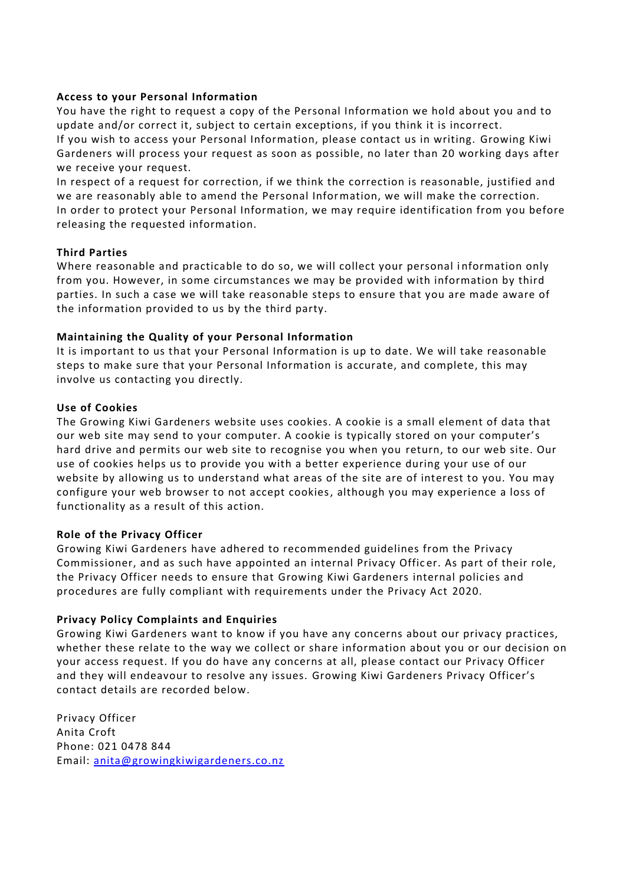**Access to your Personal Information**

You have the right to request a copy of the Personal Information we hold about you and to update and/or correct it, subject to certain exceptions, if you think it is incorrect.
If you wish to access your Personal Information, please contact us in writing. Growing Kiwi Gardeners will process your request as soon as possible, no later than 20 working days after we receive your request.
In respect of a request for correction, if we think the correction is reasonable, justified and we are reasonably able to amend the Personal Information, we will make the correction.
In order to protect your Personal Information, we may require identification from you before releasing the requested information.

**Third Parties**

Where reasonable and practicable to do so, we will collect your personal information only from you. However, in some circumstances we may be provided with information by third parties. In such a case we will take reasonable steps to ensure that you are made aware of the information provided to us by the third party.

**Maintaining the Quality of your Personal Information**

It is important to us that your Personal Information is up to date. We will take reasonable steps to make sure that your Personal Information is accurate, and complete, this may involve us contacting you directly.

**Use of Cookies**

The Growing Kiwi Gardeners website uses cookies. A cookie is a small element of data that our web site may send to your computer. A cookie is typically stored on your computer's hard drive and permits our web site to recognise you when you return, to our web site. Our use of cookies helps us to provide you with a better experience during your use of our website by allowing us to understand what areas of the site are of interest to you. You may configure your web browser to not accept cookies, although you may experience a loss of functionality as a result of this action.

**Role of the Privacy Officer**

Growing Kiwi Gardeners have adhered to recommended guidelines from the Privacy Commissioner, and as such have appointed an internal Privacy Officer. As part of their role, the Privacy Officer needs to ensure that Growing Kiwi Gardeners internal policies and procedures are fully compliant with requirements under the Privacy Act 2020.

**Privacy Policy Complaints and Enquiries**

Growing Kiwi Gardeners want to know if you have any concerns about our privacy practices, whether these relate to the way we collect or share information about you or our decision on your access request. If you do have any concerns at all, please contact our Privacy Officer and they will endeavour to resolve any issues. Growing Kiwi Gardeners Privacy Officer's contact details are recorded below.

Privacy Officer
Anita Croft
Phone: 021 0478 844
Email: anita@growingkiwigardeners.co.nz